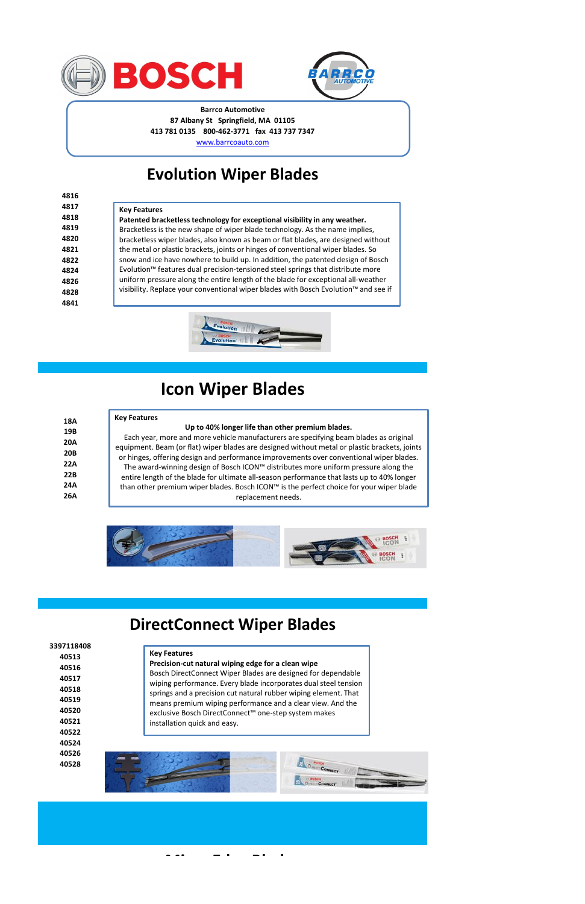Barrco Automotive
87 Albany St Springfield, MA 01105
413 781 0135 800-462-3771 fax 413 737 7347
www.barrcoauto.com

# Evolution Wiper Blades

4816
4817
4818
4819
4820
4821
4822
4824
4826
4828
4841

**Key Features**

**Patented bracketless technology for exceptional visibility in any weather.**
Bracketless is the new shape of wiper blade technology. As the name implies, bracketless wiper blades, also known as beam or flat blades, are designed without the metal or plastic brackets, joints or hinges of conventional wiper blades. So snow and ice have nowhere to build up. In addition, the patented design of Bosch Evolution™ features dual precision-tensioned steel springs that distribute more uniform pressure along the entire length of the blade for exceptional all-weather visibility. Replace your conventional wiper blades with Bosch Evolution™ and see if

# Icon Wiper Blades

18A
19B
20A
20B
22A
22B
24A
26A

**Key Features**

**Up to 40% longer life than other premium blades.**
Each year, more and more vehicle manufacturers are specifying beam blades as original equipment. Beam (or flat) wiper blades are designed without metal or plastic brackets, joints or hinges, offering design and performance improvements over conventional wiper blades. The award-winning design of Bosch ICON™ distributes more uniform pressure along the entire length of the blade for ultimate all-season performance that lasts up to 40% longer than other premium wiper blades. Bosch ICON™ is the perfect choice for your wiper blade replacement needs.

# DirectConnect Wiper Blades

3397118408
40513
40516
40517
40518
40519
40520
40521
40522
40524
40526
40528

**Key Features**

**Precision-cut natural wiping edge for a clean wipe**
Bosch DirectConnect Wiper Blades are designed for dependable wiping performance. Every blade incorporates dual steel tension springs and a precision cut natural rubber wiping element. That means premium wiping performance and a clear view. And the exclusive Bosch DirectConnect™ one-step system makes installation quick and easy.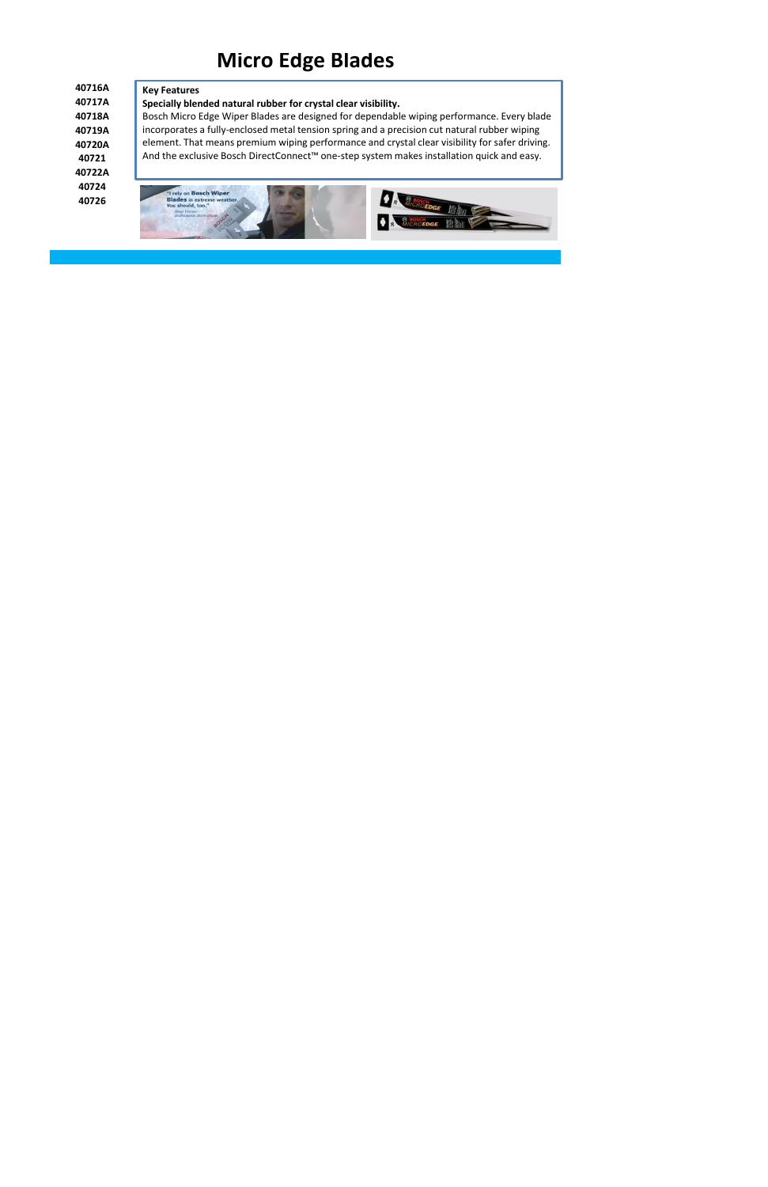# Micro Edge Blades

40716A
40717A
40718A
40719A
40720A
40721
40722A
40724
40726

**Key Features**

**Specially blended natural rubber for crystal clear visibility.**

Bosch Micro Edge Wiper Blades are designed for dependable wiping performance. Every blade incorporates a fully-enclosed metal tension spring and a precision cut natural rubber wiping element. That means premium wiping performance and crystal clear visibility for safer driving. And the exclusive Bosch DirectConnect™ one-step system makes installation quick and easy.